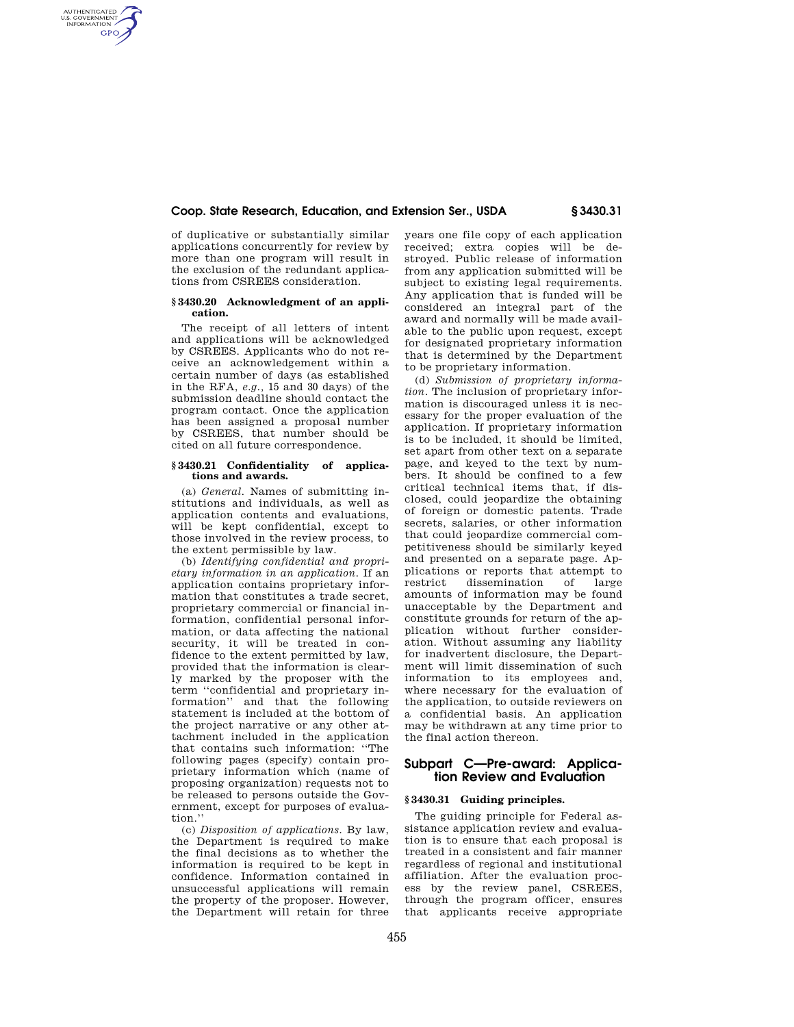of duplicative or substantially similar applications concurrently for review by more than one program will result in the exclusion of the redundant applications from CSREES consideration.

### § 3430.20 Acknowledgment of an application.

The receipt of all letters of intent and applications will be acknowledged by CSREES. Applicants who do not receive an acknowledgement within a certain number of days (as established in the RFA, *e.g.*, 15 and 30 days) of the submission deadline should contact the program contact. Once the application has been assigned a proposal number by CSREES, that number should be cited on all future correspondence.

### § 3430.21 Confidentiality of applications and awards.

(a) *General.* Names of submitting institutions and individuals, as well as application contents and evaluations, will be kept confidential, except to those involved in the review process, to the extent permissible by law.

(b) *Identifying confidential and proprietary information in an application.* If an application contains proprietary information that constitutes a trade secret, proprietary commercial or financial information, confidential personal information, or data affecting the national security, it will be treated in confidence to the extent permitted by law, provided that the information is clearly marked by the proposer with the term "confidential and proprietary information" and that the following statement is included at the bottom of the project narrative or any other attachment included in the application that contains such information: "The following pages (specify) contain proprietary information which (name of proposing organization) requests not to be released to persons outside the Government, except for purposes of evaluation."

(c) *Disposition of applications.* By law, the Department is required to make the final decisions as to whether the information is required to be kept in confidence. Information contained in unsuccessful applications will remain the property of the proposer. However, the Department will retain for three years one file copy of each application received; extra copies will be destroyed. Public release of information from any application submitted will be subject to existing legal requirements. Any application that is funded will be considered an integral part of the award and normally will be made available to the public upon request, except for designated proprietary information that is determined by the Department to be proprietary information.

(d) *Submission of proprietary information.* The inclusion of proprietary information is discouraged unless it is necessary for the proper evaluation of the application. If proprietary information is to be included, it should be limited, set apart from other text on a separate page, and keyed to the text by numbers. It should be confined to a few critical technical items that, if disclosed, could jeopardize the obtaining of foreign or domestic patents. Trade secrets, salaries, or other information that could jeopardize commercial competitiveness should be similarly keyed and presented on a separate page. Applications or reports that attempt to restrict dissemination of large amounts of information may be found unacceptable by the Department and constitute grounds for return of the application without further consideration. Without assuming any liability for inadvertent disclosure, the Department will limit dissemination of such information to its employees and, where necessary for the evaluation of the application, to outside reviewers on a confidential basis. An application may be withdrawn at any time prior to the final action thereon.

## Subpart C—Pre-award: Application Review and Evaluation

### § 3430.31 Guiding principles.

The guiding principle for Federal assistance application review and evaluation is to ensure that each proposal is treated in a consistent and fair manner regardless of regional and institutional affiliation. After the evaluation process by the review panel, CSREES, through the program officer, ensures that applicants receive appropriate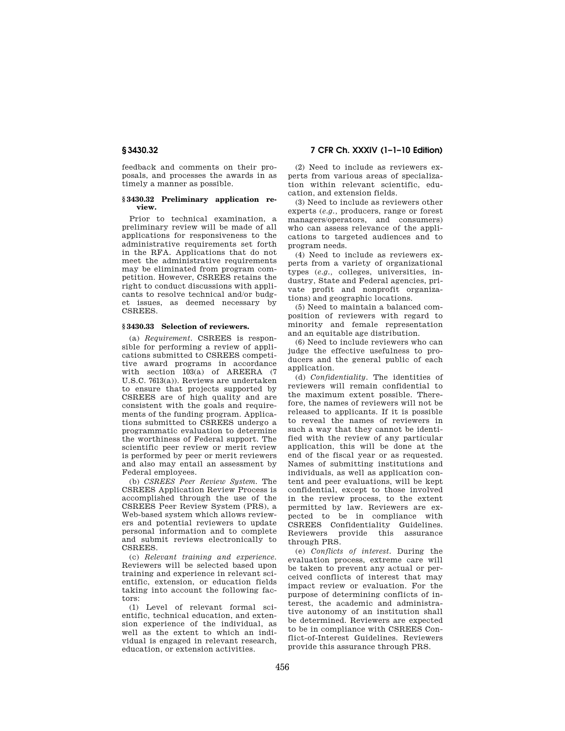feedback and comments on their proposals, and processes the awards in as timely a manner as possible.

### § 3430.32 Preliminary application review.

Prior to technical examination, a preliminary review will be made of all applications for responsiveness to the administrative requirements set forth in the RFA. Applications that do not meet the administrative requirements may be eliminated from program competition. However, CSREES retains the right to conduct discussions with applicants to resolve technical and/or budget issues, as deemed necessary by CSREES.

### § 3430.33 Selection of reviewers.

(a) *Requirement.* CSREES is responsible for performing a review of applications submitted to CSREES competitive award programs in accordance with section 103(a) of AREERA (7 U.S.C. 7613(a)). Reviews are undertaken to ensure that projects supported by CSREES are of high quality and are consistent with the goals and requirements of the funding program. Applications submitted to CSREES undergo a programmatic evaluation to determine the worthiness of Federal support. The scientific peer review or merit review is performed by peer or merit reviewers and also may entail an assessment by Federal employees.

(b) *CSREES Peer Review System.* The CSREES Application Review Process is accomplished through the use of the CSREES Peer Review System (PRS), a Web-based system which allows reviewers and potential reviewers to update personal information and to complete and submit reviews electronically to CSREES.

(c) *Relevant training and experience.* Reviewers will be selected based upon training and experience in relevant scientific, extension, or education fields taking into account the following factors:

(1) Level of relevant formal scientific, technical education, and extension experience of the individual, as well as the extent to which an individual is engaged in relevant research, education, or extension activities.

(2) Need to include as reviewers experts from various areas of specialization within relevant scientific, education, and extension fields.

(3) Need to include as reviewers other experts (*e.g.*, producers, range or forest managers/operators, and consumers) who can assess relevance of the applications to targeted audiences and to program needs.

(4) Need to include as reviewers experts from a variety of organizational types (*e.g.*, colleges, universities, industry, State and Federal agencies, private profit and nonprofit organizations) and geographic locations.

(5) Need to maintain a balanced composition of reviewers with regard to minority and female representation and an equitable age distribution.

(6) Need to include reviewers who can judge the effective usefulness to producers and the general public of each application.

(d) *Confidentiality.* The identities of reviewers will remain confidential to the maximum extent possible. Therefore, the names of reviewers will not be released to applicants. If it is possible to reveal the names of reviewers in such a way that they cannot be identified with the review of any particular application, this will be done at the end of the fiscal year or as requested. Names of submitting institutions and individuals, as well as application content and peer evaluations, will be kept confidential, except to those involved in the review process, to the extent permitted by law. Reviewers are expected to be in compliance with CSREES Confidentiality Guidelines. Reviewers provide this assurance through PRS.

(e) *Conflicts of interest.* During the evaluation process, extreme care will be taken to prevent any actual or perceived conflicts of interest that may impact review or evaluation. For the purpose of determining conflicts of interest, the academic and administrative autonomy of an institution shall be determined. Reviewers are expected to be in compliance with CSREES Conflict-of-Interest Guidelines. Reviewers provide this assurance through PRS.